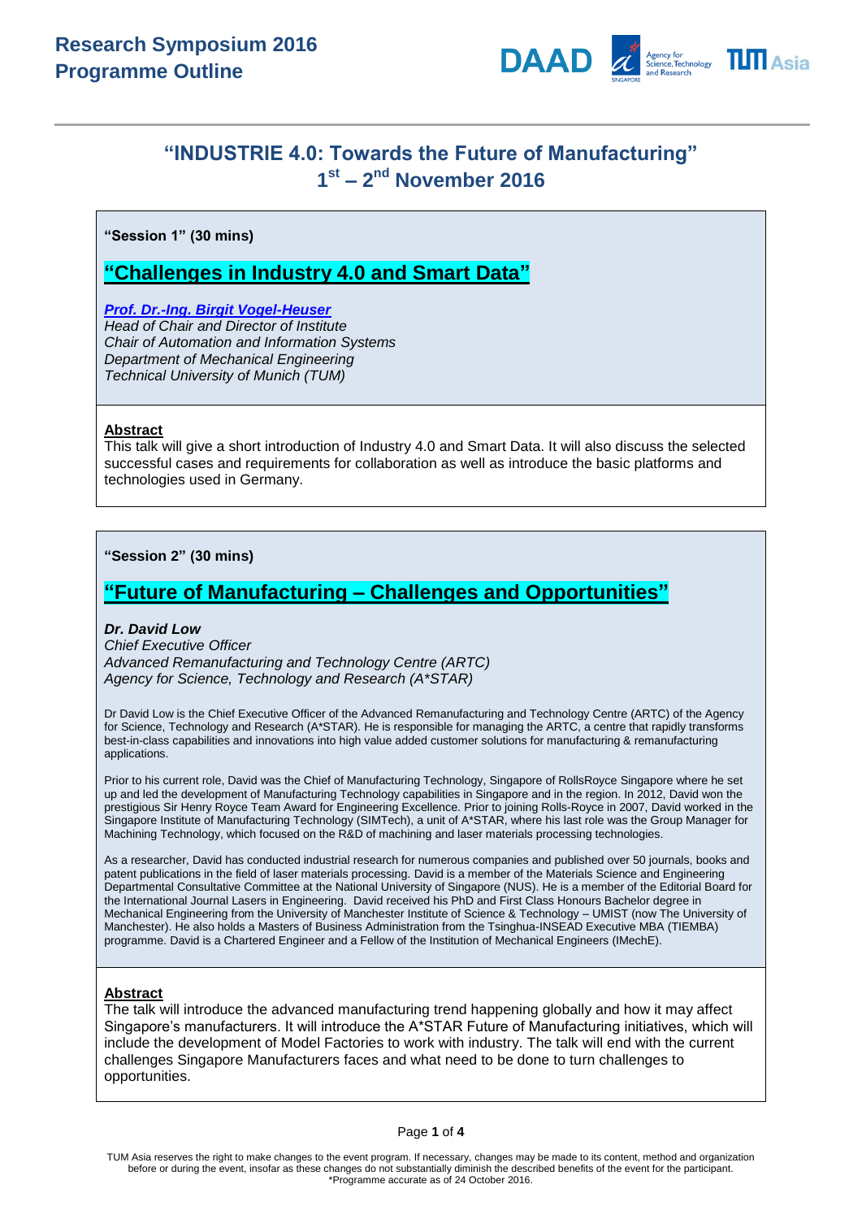# Research Symposium 2016
# Programme Outline

## "INDUSTRIE 4.0: Towards the Future of Manufacturing"
## 1st – 2nd November 2016

**"Session 1" (30 mins)**

### "Challenges in Industry 4.0 and Smart Data"

***Prof. Dr.-Ing. Birgit Vogel-Heuser***
*Head of Chair and Director of Institute*
*Chair of Automation and Information Systems*
*Department of Mechanical Engineering*
*Technical University of Munich (TUM)*

**Abstract**
This talk will give a short introduction of Industry 4.0 and Smart Data. It will also discuss the selected successful cases and requirements for collaboration as well as introduce the basic platforms and technologies used in Germany.

**"Session 2" (30 mins)**

### "Future of Manufacturing – Challenges and Opportunities"

***Dr. David Low***
*Chief Executive Officer*
*Advanced Remanufacturing and Technology Centre (ARTC)*
*Agency for Science, Technology and Research (A\*STAR)*

Dr David Low is the Chief Executive Officer of the Advanced Remanufacturing and Technology Centre (ARTC) of the Agency for Science, Technology and Research (A*STAR). He is responsible for managing the ARTC, a centre that rapidly transforms best-in-class capabilities and innovations into high value added customer solutions for manufacturing & remanufacturing applications.

Prior to his current role, David was the Chief of Manufacturing Technology, Singapore of RollsRoyce Singapore where he set up and led the development of Manufacturing Technology capabilities in Singapore and in the region. In 2012, David won the prestigious Sir Henry Royce Team Award for Engineering Excellence. Prior to joining Rolls-Royce in 2007, David worked in the Singapore Institute of Manufacturing Technology (SIMTech), a unit of A*STAR, where his last role was the Group Manager for Machining Technology, which focused on the R&D of machining and laser materials processing technologies.

As a researcher, David has conducted industrial research for numerous companies and published over 50 journals, books and patent publications in the field of laser materials processing. David is a member of the Materials Science and Engineering Departmental Consultative Committee at the National University of Singapore (NUS). He is a member of the Editorial Board for the International Journal Lasers in Engineering. David received his PhD and First Class Honours Bachelor degree in Mechanical Engineering from the University of Manchester Institute of Science & Technology – UMIST (now The University of Manchester). He also holds a Masters of Business Administration from the Tsinghua-INSEAD Executive MBA (TIEMBA) programme. David is a Chartered Engineer and a Fellow of the Institution of Mechanical Engineers (IMechE).

**Abstract**
The talk will introduce the advanced manufacturing trend happening globally and how it may affect Singapore's manufacturers. It will introduce the A*STAR Future of Manufacturing initiatives, which will include the development of Model Factories to work with industry. The talk will end with the current challenges Singapore Manufacturers faces and what need to be done to turn challenges to opportunities.

TUM Asia reserves the right to make changes to the event program. If necessary, changes may be made to its content, method and organization before or during the event, insofar as these changes do not substantially diminish the described benefits of the event for the participant.
*Programme accurate as of 24 October 2016.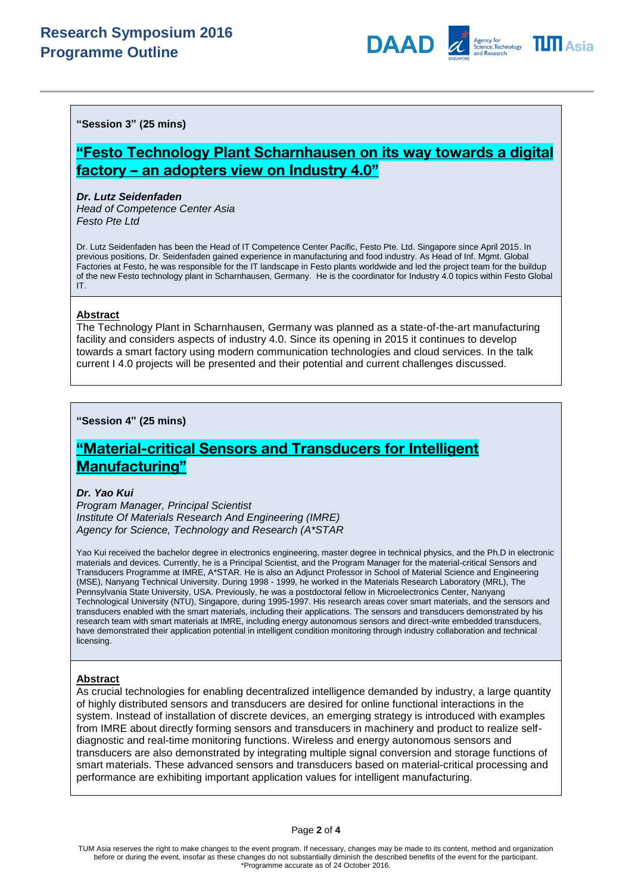**"Session 3" (25 mins)**

## "Festo Technology Plant Scharnhausen on its way towards a digital factory – an adopters view on Industry 4.0"

***Dr. Lutz Seidenfaden***
*Head of Competence Center Asia*
*Festo Pte Ltd*

Dr. Lutz Seidenfaden has been the Head of IT Competence Center Pacific, Festo Pte. Ltd. Singapore since April 2015. In previous positions, Dr. Seidenfaden gained experience in manufacturing and food industry. As Head of Inf. Mgmt. Global Factories at Festo, he was responsible for the IT landscape in Festo plants worldwide and led the project team for the buildup of the new Festo technology plant in Scharnhausen, Germany. He is the coordinator for Industry 4.0 topics within Festo Global IT.

**Abstract**

The Technology Plant in Scharnhausen, Germany was planned as a state-of-the-art manufacturing facility and considers aspects of industry 4.0. Since its opening in 2015 it continues to develop towards a smart factory using modern communication technologies and cloud services. In the talk current I 4.0 projects will be presented and their potential and current challenges discussed.

**"Session 4" (25 mins)**

## "Material-critical Sensors and Transducers for Intelligent Manufacturing"

***Dr. Yao Kui***
*Program Manager, Principal Scientist*
*Institute Of Materials Research And Engineering (IMRE)*
*Agency for Science, Technology and Research (A*STAR*

Yao Kui received the bachelor degree in electronics engineering, master degree in technical physics, and the Ph.D in electronic materials and devices. Currently, he is a Principal Scientist, and the Program Manager for the material-critical Sensors and Transducers Programme at IMRE, A*STAR. He is also an Adjunct Professor in School of Material Science and Engineering (MSE), Nanyang Technical University. During 1998 - 1999, he worked in the Materials Research Laboratory (MRL), The Pennsylvania State University, USA. Previously, he was a postdoctoral fellow in Microelectronics Center, Nanyang Technological University (NTU), Singapore, during 1995-1997. His research areas cover smart materials, and the sensors and transducers enabled with the smart materials, including their applications. The sensors and transducers demonstrated by his research team with smart materials at IMRE, including energy autonomous sensors and direct-write embedded transducers, have demonstrated their application potential in intelligent condition monitoring through industry collaboration and technical licensing.

**Abstract**

As crucial technologies for enabling decentralized intelligence demanded by industry, a large quantity of highly distributed sensors and transducers are desired for online functional interactions in the system. Instead of installation of discrete devices, an emerging strategy is introduced with examples from IMRE about directly forming sensors and transducers in machinery and product to realize self-diagnostic and real-time monitoring functions. Wireless and energy autonomous sensors and transducers are also demonstrated by integrating multiple signal conversion and storage functions of smart materials. These advanced sensors and transducers based on material-critical processing and performance are exhibiting important application values for intelligent manufacturing.

TUM Asia reserves the right to make changes to the event program. If necessary, changes may be made to its content, method and organization before or during the event, insofar as these changes do not substantially diminish the described benefits of the event for the participant.
*Programme accurate as of 24 October 2016.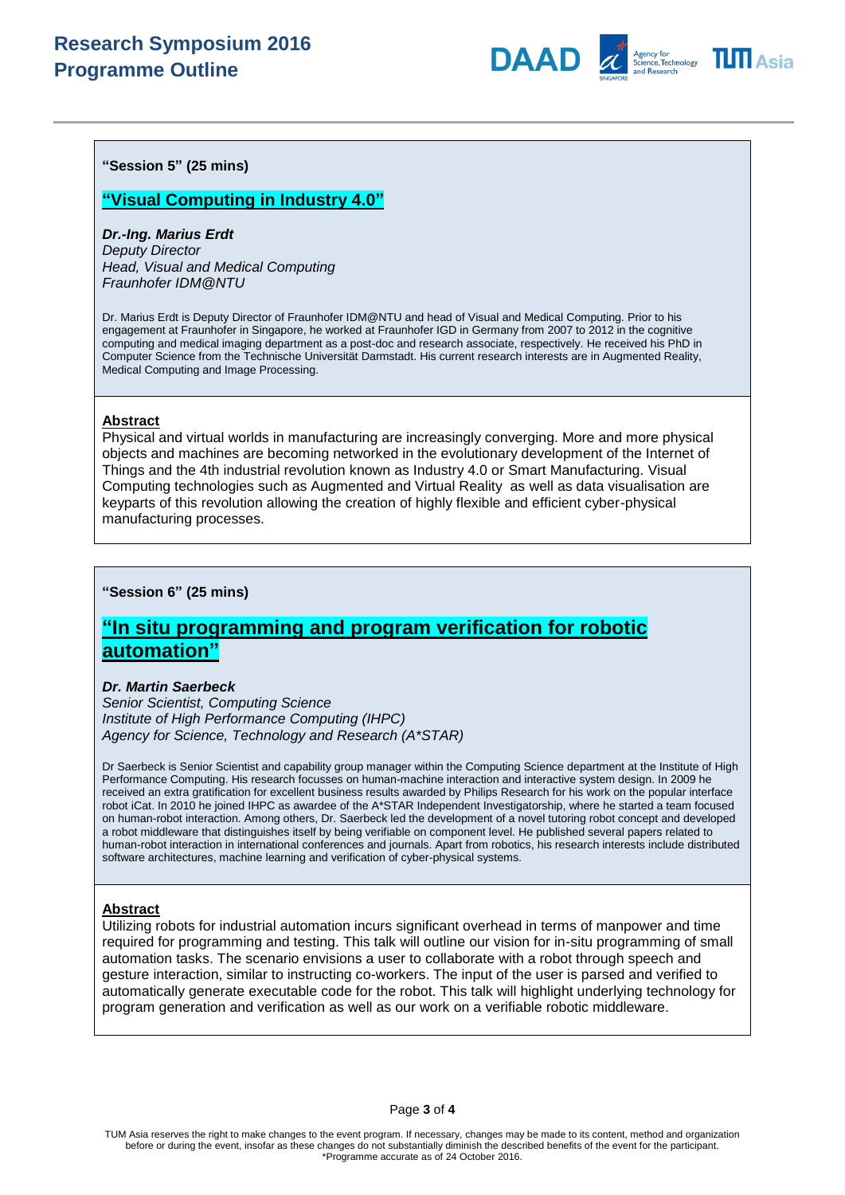**"Session 5" (25 mins)**

## "Visual Computing in Industry 4.0"

***Dr.-Ing. Marius Erdt***
*Deputy Director*
*Head, Visual and Medical Computing*
*Fraunhofer IDM@NTU*

Dr. Marius Erdt is Deputy Director of Fraunhofer IDM@NTU and head of Visual and Medical Computing. Prior to his engagement at Fraunhofer in Singapore, he worked at Fraunhofer IGD in Germany from 2007 to 2012 in the cognitive computing and medical imaging department as a post-doc and research associate, respectively. He received his PhD in Computer Science from the Technische Universität Darmstadt. His current research interests are in Augmented Reality, Medical Computing and Image Processing.

**Abstract**

Physical and virtual worlds in manufacturing are increasingly converging. More and more physical objects and machines are becoming networked in the evolutionary development of the Internet of Things and the 4th industrial revolution known as Industry 4.0 or Smart Manufacturing. Visual Computing technologies such as Augmented and Virtual Reality as well as data visualisation are keyparts of this revolution allowing the creation of highly flexible and efficient cyber-physical manufacturing processes.

**"Session 6" (25 mins)**

## "In situ programming and program verification for robotic automation"

***Dr. Martin Saerbeck***
*Senior Scientist, Computing Science*
*Institute of High Performance Computing (IHPC)*
*Agency for Science, Technology and Research (A\*STAR)*

Dr Saerbeck is Senior Scientist and capability group manager within the Computing Science department at the Institute of High Performance Computing. His research focusses on human-machine interaction and interactive system design. In 2009 he received an extra gratification for excellent business results awarded by Philips Research for his work on the popular interface robot iCat. In 2010 he joined IHPC as awardee of the A*STAR Independent Investigatorship, where he started a team focused on human-robot interaction. Among others, Dr. Saerbeck led the development of a novel tutoring robot concept and developed a robot middleware that distinguishes itself by being verifiable on component level. He published several papers related to human-robot interaction in international conferences and journals. Apart from robotics, his research interests include distributed software architectures, machine learning and verification of cyber-physical systems.

**Abstract**

Utilizing robots for industrial automation incurs significant overhead in terms of manpower and time required for programming and testing. This talk will outline our vision for in-situ programming of small automation tasks. The scenario envisions a user to collaborate with a robot through speech and gesture interaction, similar to instructing co-workers. The input of the user is parsed and verified to automatically generate executable code for the robot. This talk will highlight underlying technology for program generation and verification as well as our work on a verifiable robotic middleware.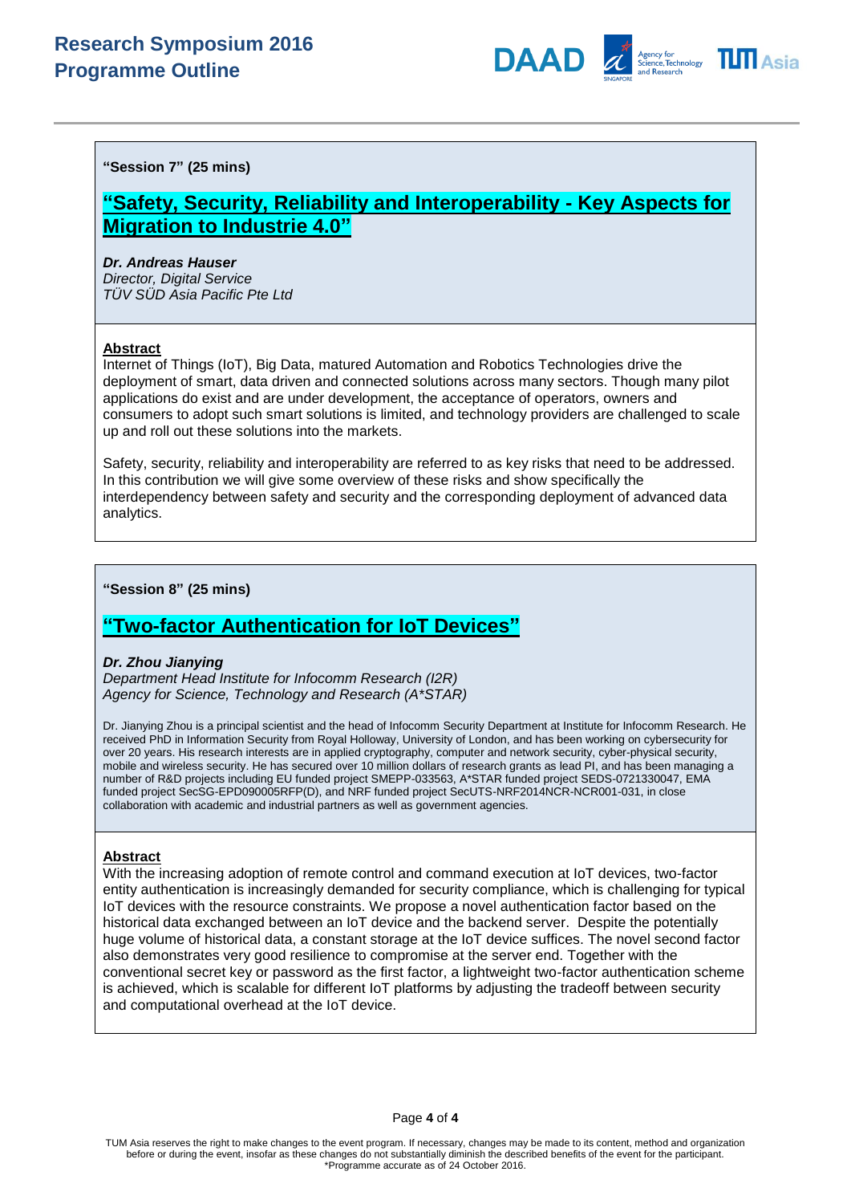**"Session 7" (25 mins)**

## "Safety, Security, Reliability and Interoperability - Key Aspects for Migration to Industrie 4.0"

***Dr. Andreas Hauser***
*Director, Digital Service*
*TÜV SÜD Asia Pacific Pte Ltd*

**Abstract**

Internet of Things (IoT), Big Data, matured Automation and Robotics Technologies drive the deployment of smart, data driven and connected solutions across many sectors. Though many pilot applications do exist and are under development, the acceptance of operators, owners and consumers to adopt such smart solutions is limited, and technology providers are challenged to scale up and roll out these solutions into the markets.

Safety, security, reliability and interoperability are referred to as key risks that need to be addressed. In this contribution we will give some overview of these risks and show specifically the interdependency between safety and security and the corresponding deployment of advanced data analytics.

**"Session 8" (25 mins)**

## "Two-factor Authentication for IoT Devices"

***Dr. Zhou Jianying***
*Department Head Institute for Infocomm Research (I2R)*
*Agency for Science, Technology and Research (A*STAR)*

Dr. Jianying Zhou is a principal scientist and the head of Infocomm Security Department at Institute for Infocomm Research. He received PhD in Information Security from Royal Holloway, University of London, and has been working on cybersecurity for over 20 years. His research interests are in applied cryptography, computer and network security, cyber-physical security, mobile and wireless security. He has secured over 10 million dollars of research grants as lead PI, and has been managing a number of R&D projects including EU funded project SMEPP-033563, A*STAR funded project SEDS-0721330047, EMA funded project SecSG-EPD090005RFP(D), and NRF funded project SecUTS-NRF2014NCR-NCR001-031, in close collaboration with academic and industrial partners as well as government agencies.

**Abstract**

With the increasing adoption of remote control and command execution at IoT devices, two-factor entity authentication is increasingly demanded for security compliance, which is challenging for typical IoT devices with the resource constraints. We propose a novel authentication factor based on the historical data exchanged between an IoT device and the backend server. Despite the potentially huge volume of historical data, a constant storage at the IoT device suffices. The novel second factor also demonstrates very good resilience to compromise at the server end. Together with the conventional secret key or password as the first factor, a lightweight two-factor authentication scheme is achieved, which is scalable for different IoT platforms by adjusting the tradeoff between security and computational overhead at the IoT device.

TUM Asia reserves the right to make changes to the event program. If necessary, changes may be made to its content, method and organization before or during the event, insofar as these changes do not substantially diminish the described benefits of the event for the participant.
*Programme accurate as of 24 October 2016.